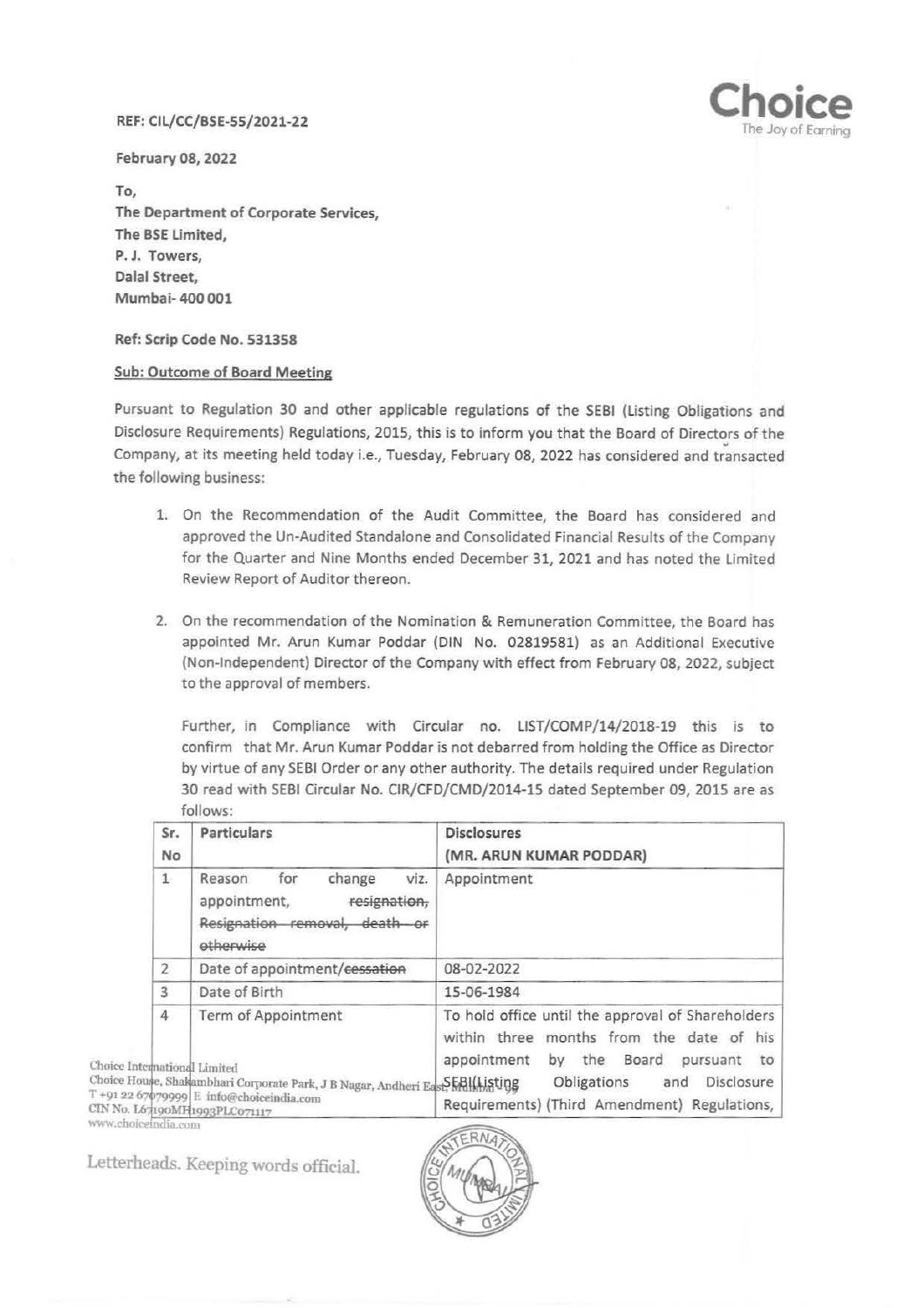REF: CIL/CC/BSE-55/2021-22

February 08, 2022

To,
The Department of Corporate Services,
The BSE Limited,
P. J. Towers,
Dalal Street,
Mumbai- 400 001

Ref: Scrip Code No. 531358

Sub: Outcome of Board Meeting

Pursuant to Regulation 30 and other applicable regulations of the SEBI (Listing Obligations and Disclosure Requirements) Regulations, 2015, this is to inform you that the Board of Directors of the Company, at its meeting held today i.e., Tuesday, February 08, 2022 has considered and transacted the following business:

1. On the Recommendation of the Audit Committee, the Board has considered and approved the Un-Audited Standalone and Consolidated Financial Results of the Company for the Quarter and Nine Months ended December 31, 2021 and has noted the Limited Review Report of Auditor thereon.

2. On the recommendation of the Nomination & Remuneration Committee, the Board has appointed Mr. Arun Kumar Poddar (DIN No. 02819581) as an Additional Executive (Non-Independent) Director of the Company with effect from February 08, 2022, subject to the approval of members.

   Further, in Compliance with Circular no. LIST/COMP/14/2018-19 this is to confirm that Mr. Arun Kumar Poddar is not debarred from holding the Office as Director by virtue of any SEBI Order or any other authority. The details required under Regulation 30 read with SEBI Circular No. CIR/CFD/CMD/2014-15 dated September 09, 2015 are as follows:

| Sr. No | Particulars | Disclosures (MR. ARUN KUMAR PODDAR) |
|---|---|---|
| 1 | Reason for change viz. appointment, ~~resignation, Resignation removal, death or otherwise~~ | Appointment |
| 2 | Date of appointment/~~cessation~~ | 08-02-2022 |
| 3 | Date of Birth | 15-06-1984 |
| 4 | Term of Appointment | To hold office until the approval of Shareholders within three months from the date of his appointment by the Board pursuant to SEBI(Listing Obligations and Disclosure Requirements) (Third Amendment) Regulations, |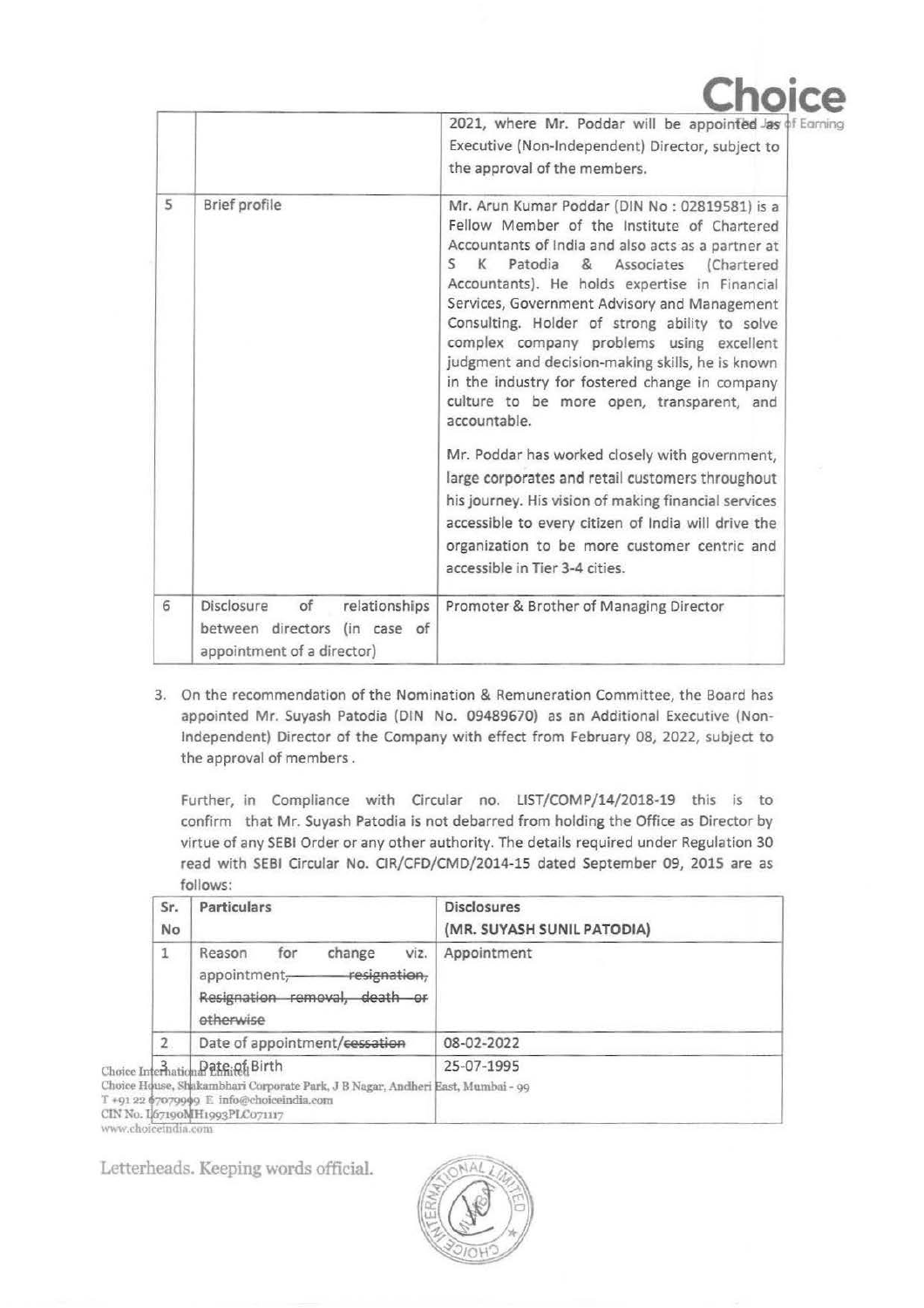| | | 2021, where Mr. Poddar will be appointed as Executive (Non-Independent) Director, subject to the approval of the members. |
|---|---|---|
| 5 | Brief profile | Mr. Arun Kumar Poddar (DIN No : 02819581) is a Fellow Member of the Institute of Chartered Accountants of India and also acts as a partner at S K Patodia & Associates (Chartered Accountants). He holds expertise in Financial Services, Government Advisory and Management Consulting. Holder of strong ability to solve complex company problems using excellent judgment and decision-making skills, he is known in the industry for fostered change in company culture to be more open, transparent, and accountable.<br><br>Mr. Poddar has worked closely with government, large corporates and retail customers throughout his journey. His vision of making financial services accessible to every citizen of India will drive the organization to be more customer centric and accessible in Tier 3-4 cities. |
| 6 | Disclosure of relationships between directors (in case of appointment of a director) | Promoter & Brother of Managing Director |

3. On the recommendation of the Nomination & Remuneration Committee, the Board has appointed Mr. Suyash Patodia (DIN No. 09489670) as an Additional Executive (Non-Independent) Director of the Company with effect from February 08, 2022, subject to the approval of members.

   Further, in Compliance with Circular no. LIST/COMP/14/2018-19 this is to confirm that Mr. Suyash Patodia is not debarred from holding the Office as Director by virtue of any SEBI Order or any other authority. The details required under Regulation 30 read with SEBI Circular No. CIR/CFD/CMD/2014-15 dated September 09, 2015 are as follows:

| Sr. No | Particulars | Disclosures (MR. SUYASH SUNIL PATODIA) |
|---|---|---|
| 1 | Reason for change viz. appointment, ~~resignation, Resignation removal, death or otherwise~~ | Appointment |
| 2 | Date of appointment/~~cessation~~ | 08-02-2022 |
| 3 | Date of Birth | 25-07-1995 |

Choice International Limited
Choice House, Shakambhari Corporate Park, J B Nagar, Andheri East, Mumbai - 99
T +91 22 67079999 E info@choiceindia.com
CIN No. L67190MH1993PLC071117
www.choiceindia.com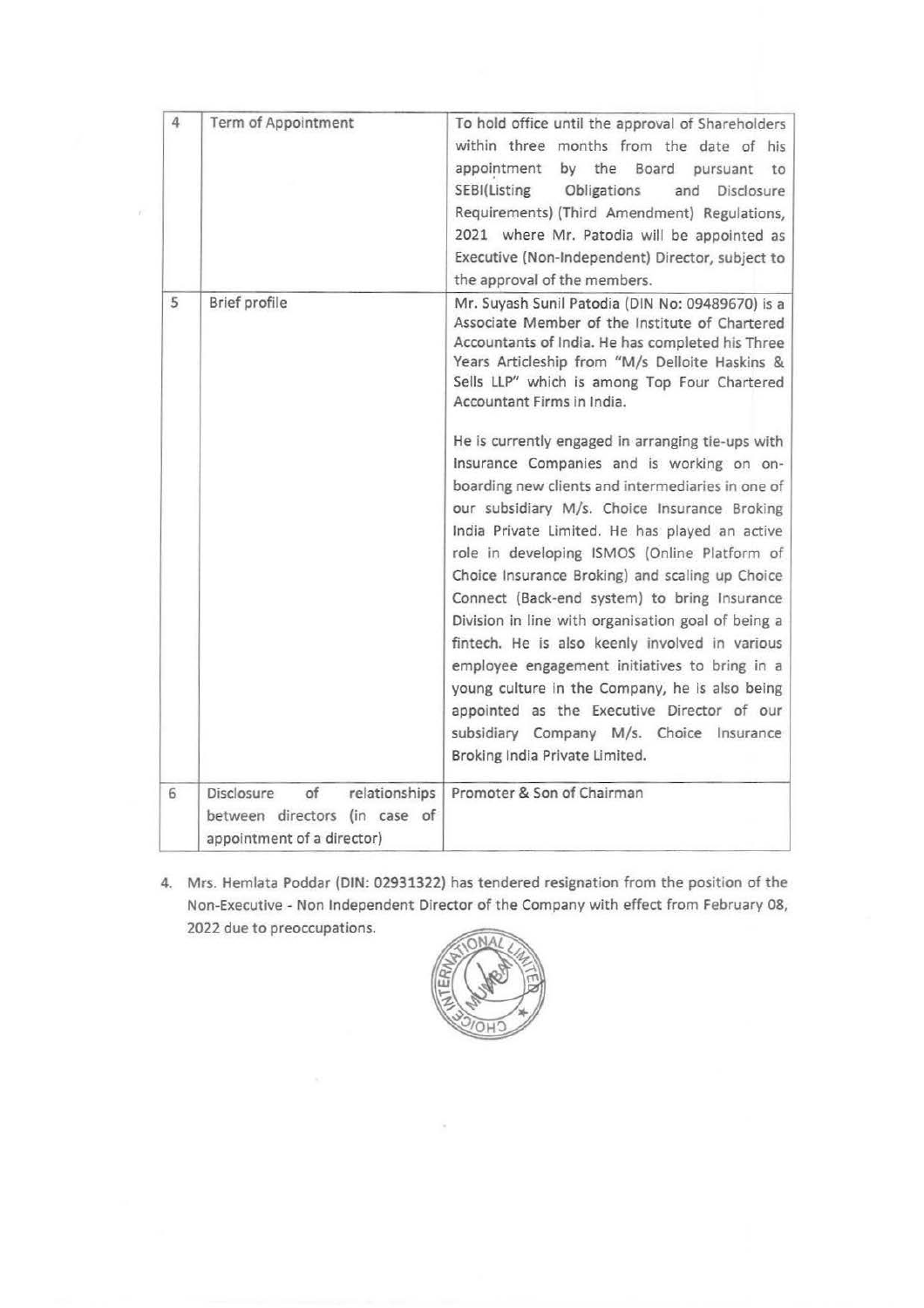| 4 | Term of Appointment | To hold office until the approval of Shareholders within three months from the date of his appointment by the Board pursuant to SEBI(Listing Obligations and Disclosure Requirements) (Third Amendment) Regulations, 2021 where Mr. Patodia will be appointed as Executive (Non-Independent) Director, subject to the approval of the members. |
|---|---|---|
| 5 | Brief profile | Mr. Suyash Sunil Patodia (DIN No: 09489670) is a Associate Member of the Institute of Chartered Accountants of India. He has completed his Three Years Articleship from "M/s Deloite Haskins & Sells LLP" which is among Top Four Chartered Accountant Firms in India.<br><br>He is currently engaged in arranging tie-ups with Insurance Companies and is working on on-boarding new clients and intermediaries in one of our subsidiary M/s. Choice Insurance Broking India Private Limited. He has played an active role in developing ISMOS (Online Platform of Choice Insurance Broking) and scaling up Choice Connect (Back-end system) to bring Insurance Division in line with organisation goal of being a fintech. He is also keenly involved in various employee engagement initiatives to bring in a young culture in the Company, he is also being appointed as the Executive Director of our subsidiary Company M/s. Choice Insurance Broking India Private Limited. |
| 6 | Disclosure of relationships between directors (in case of appointment of a director) | Promoter & Son of Chairman |

4. Mrs. Hemlata Poddar (**DIN: 02931322**) has tendered resignation from the position of the Non-Executive - Non Independent Director of the Company with effect from February 08, 2022 due to preoccupations.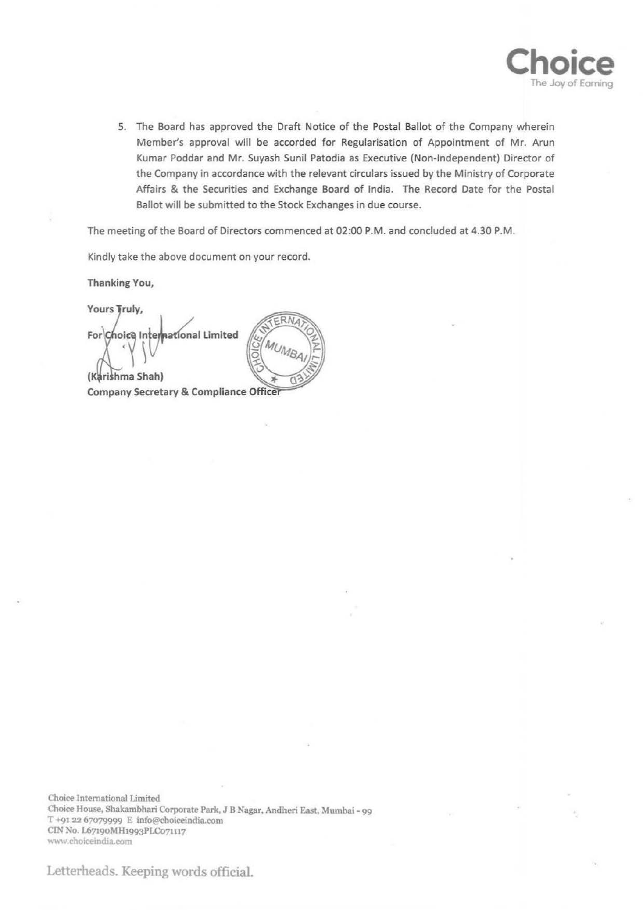5. The Board has approved the Draft Notice of the Postal Ballot of the Company wherein Member's approval will be accorded for Regularisation of Appointment of Mr. Arun Kumar Poddar and Mr. Suyash Sunil Patodia as Executive (Non-Independent) Director of the Company in accordance with the relevant circulars issued by the Ministry of Corporate Affairs & the Securities and Exchange Board of India. The Record Date for the Postal Ballot will be submitted to the Stock Exchanges in due course.

The meeting of the Board of Directors commenced at 02:00 P.M. and concluded at 4.30 P.M.

Kindly take the above document on your record.

**Thanking You,**

**Yours Truly,**

**For Choice International Limited**

**(Karishma Shah)**
**Company Secretary & Compliance Officer**

Choice International Limited
Choice House, Shakambhari Corporate Park, J B Nagar, Andheri East, Mumbai - 99
T +91 22 67079999 E info@choiceindia.com
CIN No. L67190MH1993PLC071117
www.choiceindia.com